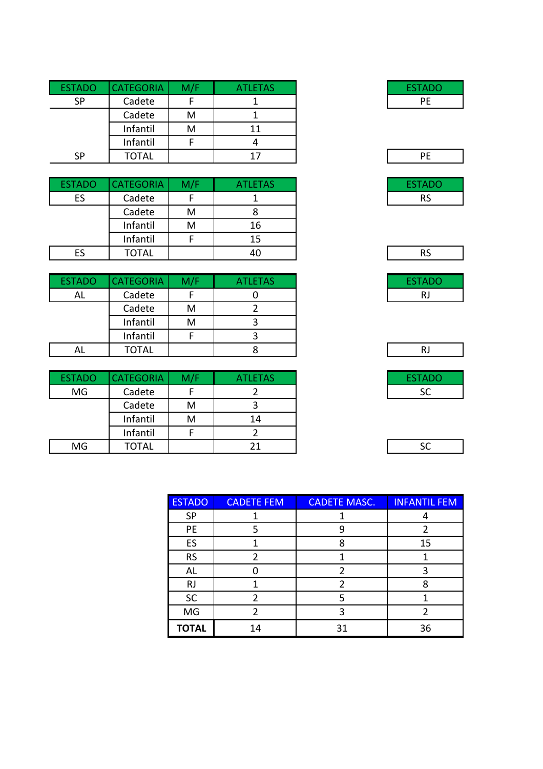| ESTADO | CATEGORIA | M/F | ATLETAS |
|---|---|---|---|
| SP | Cadete | F | 1 |
| | Cadete | M | 1 |
| | Infantil | M | 11 |
| | Infantil | F | 4 |
| SP | TOTAL | | 17 |

| ESTADO |
|---|
| PE |
| PE |

| ESTADO | CATEGORIA | M/F | ATLETAS |
|---|---|---|---|
| ES | Cadete | F | 1 |
| | Cadete | M | 8 |
| | Infantil | M | 16 |
| | Infantil | F | 15 |
| ES | TOTAL | | 40 |

| ESTADO |
|---|
| RS |
| RS |

| ESTADO | CATEGORIA | M/F | ATLETAS |
|---|---|---|---|
| AL | Cadete | F | 0 |
| | Cadete | M | 2 |
| | Infantil | M | 3 |
| | Infantil | F | 3 |
| AL | TOTAL | | 8 |

| ESTADO |
|---|
| RJ |
| RJ |

| ESTADO | CATEGORIA | M/F | ATLETAS |
|---|---|---|---|
| MG | Cadete | F | 2 |
| | Cadete | M | 3 |
| | Infantil | M | 14 |
| | Infantil | F | 2 |
| MG | TOTAL | | 21 |

| ESTADO |
|---|
| SC |
| SC |

| ESTADO | CADETE FEM | CADETE MASC. | INFANTIL FEM |
|---|---|---|---|
| SP | 1 | 1 | 4 |
| PE | 5 | 9 | 2 |
| ES | 1 | 8 | 15 |
| RS | 2 | 1 | 1 |
| AL | 0 | 2 | 3 |
| RJ | 1 | 2 | 8 |
| SC | 2 | 5 | 1 |
| MG | 2 | 3 | 2 |
| **TOTAL** | 14 | 31 | 36 |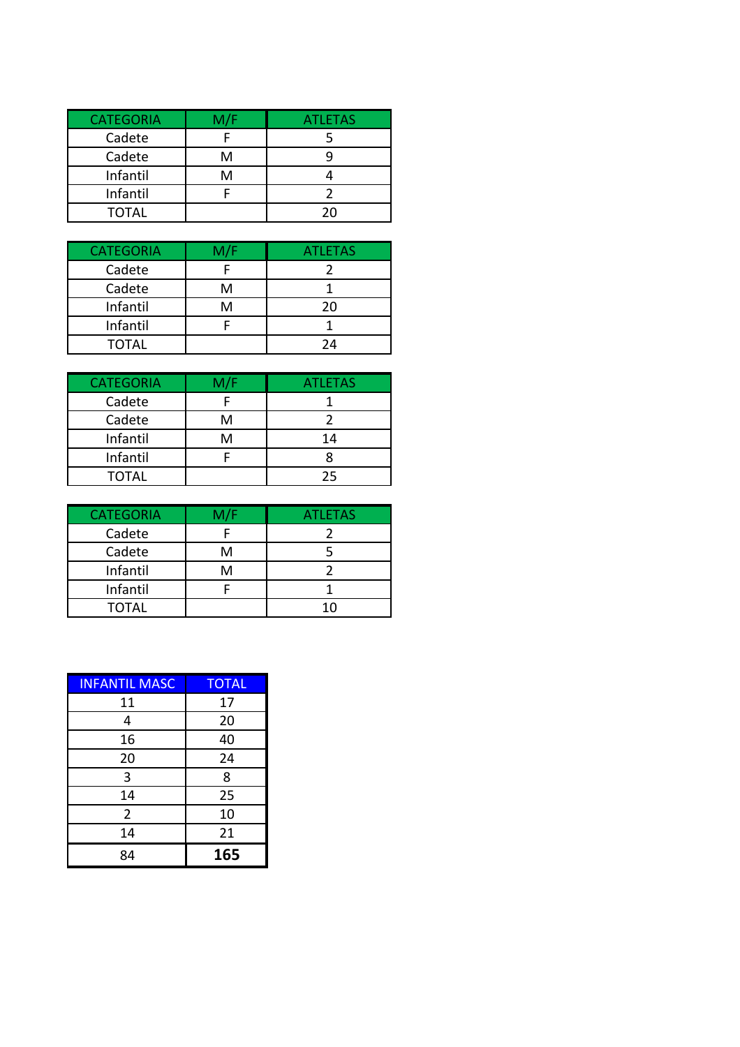| CATEGORIA | M/F | ATLETAS |
|---|---|---|
| Cadete | F | 5 |
| Cadete | M | 9 |
| Infantil | M | 4 |
| Infantil | F | 2 |
| TOTAL | | 20 |

| CATEGORIA | M/F | ATLETAS |
|---|---|---|
| Cadete | F | 2 |
| Cadete | M | 1 |
| Infantil | M | 20 |
| Infantil | F | 1 |
| TOTAL | | 24 |

| CATEGORIA | M/F | ATLETAS |
|---|---|---|
| Cadete | F | 1 |
| Cadete | M | 2 |
| Infantil | M | 14 |
| Infantil | F | 8 |
| TOTAL | | 25 |

| CATEGORIA | M/F | ATLETAS |
|---|---|---|
| Cadete | F | 2 |
| Cadete | M | 5 |
| Infantil | M | 2 |
| Infantil | F | 1 |
| TOTAL | | 10 |

| INFANTIL MASC | TOTAL |
|---|---|
| 11 | 17 |
| 4 | 20 |
| 16 | 40 |
| 20 | 24 |
| 3 | 8 |
| 14 | 25 |
| 2 | 10 |
| 14 | 21 |
| 84 | **165** |